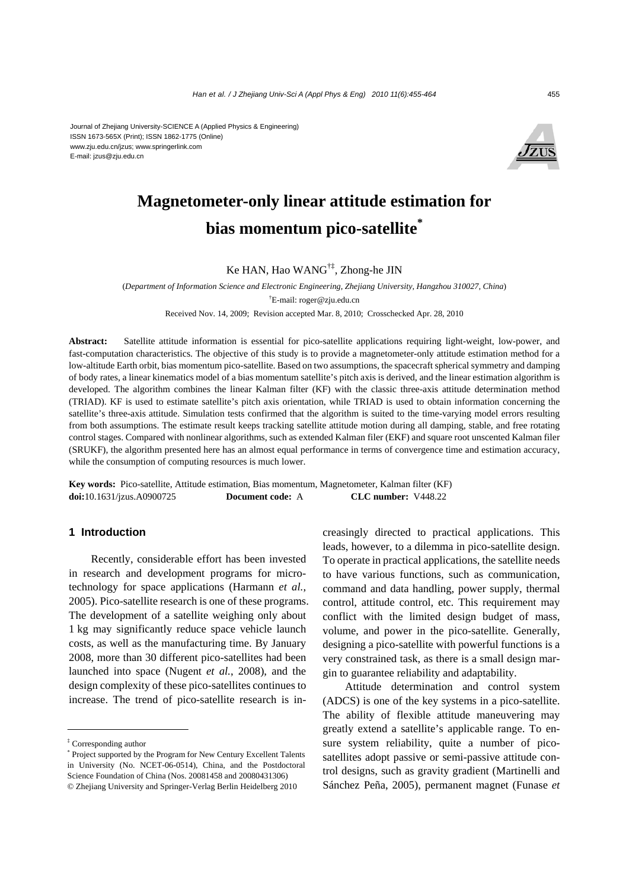Journal of Zhejiang University-SCIENCE A (Applied Physics & Engineering)
ISSN 1673-565X (Print); ISSN 1862-1775 (Online)
www.zju.edu.cn/jzus; www.springerlink.com
E-mail: jzus@zju.edu.cn

# Magnetometer-only linear attitude estimation for bias momentum pico-satellite*

Ke HAN, Hao WANG[†‡], Zhong-he JIN

(*Department of Information Science and Electronic Engineering, Zhejiang University, Hangzhou 310027, China*)

[†]E-mail: roger@zju.edu.cn

Received Nov. 14, 2009; Revision accepted Mar. 8, 2010; Crosschecked Apr. 28, 2010

**Abstract:** Satellite attitude information is essential for pico-satellite applications requiring light-weight, low-power, and fast-computation characteristics. The objective of this study is to provide a magnetometer-only attitude estimation method for a low-altitude Earth orbit, bias momentum pico-satellite. Based on two assumptions, the spacecraft spherical symmetry and damping of body rates, a linear kinematics model of a bias momentum satellite's pitch axis is derived, and the linear estimation algorithm is developed. The algorithm combines the linear Kalman filter (KF) with the classic three-axis attitude determination method (TRIAD). KF is used to estimate satellite's pitch axis orientation, while TRIAD is used to obtain information concerning the satellite's three-axis attitude. Simulation tests confirmed that the algorithm is suited to the time-varying model errors resulting from both assumptions. The estimate result keeps tracking satellite attitude motion during all damping, stable, and free rotating control stages. Compared with nonlinear algorithms, such as extended Kalman filer (EKF) and square root unscented Kalman filer (SRUKF), the algorithm presented here has an almost equal performance in terms of convergence time and estimation accuracy, while the consumption of computing resources is much lower.

**Key words:** Pico-satellite, Attitude estimation, Bias momentum, Magnetometer, Kalman filter (KF)
**doi:**10.1631/jzus.A0900725 **Document code:** A **CLC number:** V448.22

## 1 Introduction

Recently, considerable effort has been invested in research and development programs for micro-technology for space applications (Harmann *et al.*, 2005). Pico-satellite research is one of these programs. The development of a satellite weighing only about 1 kg may significantly reduce space vehicle launch costs, as well as the manufacturing time. By January 2008, more than 30 different pico-satellites had been launched into space (Nugent *et al.*, 2008), and the design complexity of these pico-satellites continues to increase. The trend of pico-satellite research is increasingly directed to practical applications. This leads, however, to a dilemma in pico-satellite design. To operate in practical applications, the satellite needs to have various functions, such as communication, command and data handling, power supply, thermal control, attitude control, etc. This requirement may conflict with the limited design budget of mass, volume, and power in the pico-satellite. Generally, designing a pico-satellite with powerful functions is a very constrained task, as there is a small design margin to guarantee reliability and adaptability.

Attitude determination and control system (ADCS) is one of the key systems in a pico-satellite. The ability of flexible attitude maneuvering may greatly extend a satellite's applicable range. To ensure system reliability, quite a number of pico-satellites adopt passive or semi-passive attitude control designs, such as gravity gradient (Martinelli and Sánchez Peña, 2005), permanent magnet (Funase *et*

---

[‡] Corresponding author

[*] Project supported by the Program for New Century Excellent Talents in University (No. NCET-06-0514), China, and the Postdoctoral Science Foundation of China (Nos. 20081458 and 20080431306)

© Zhejiang University and Springer-Verlag Berlin Heidelberg 2010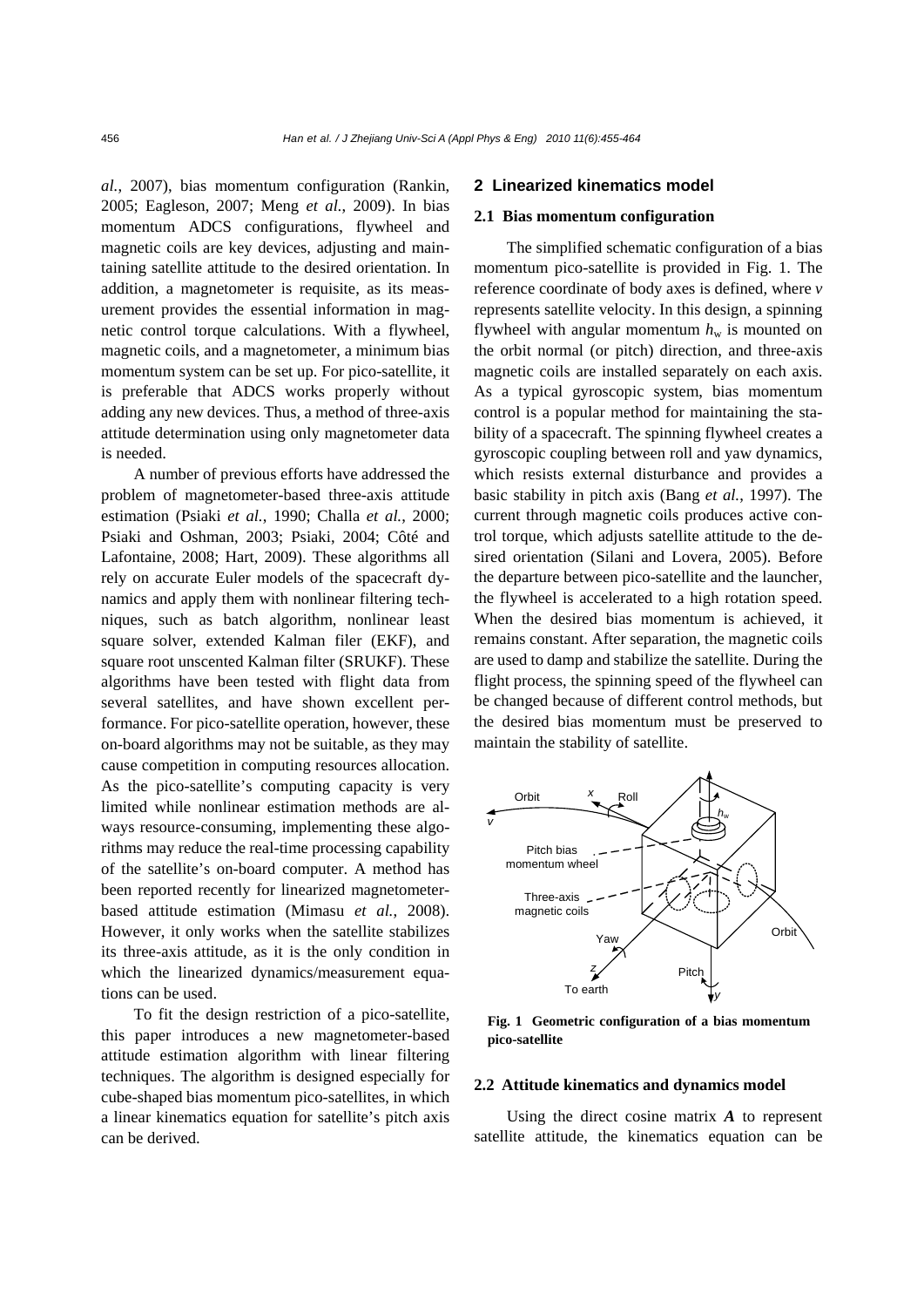*al.*, 2007), bias momentum configuration (Rankin, 2005; Eagleson, 2007; Meng *et al.*, 2009). In bias momentum ADCS configurations, flywheel and magnetic coils are key devices, adjusting and maintaining satellite attitude to the desired orientation. In addition, a magnetometer is requisite, as its measurement provides the essential information in magnetic control torque calculations. With a flywheel, magnetic coils, and a magnetometer, a minimum bias momentum system can be set up. For pico-satellite, it is preferable that ADCS works properly without adding any new devices. Thus, a method of three-axis attitude determination using only magnetometer data is needed.

A number of previous efforts have addressed the problem of magnetometer-based three-axis attitude estimation (Psiaki *et al.*, 1990; Challa *et al.*, 2000; Psiaki and Oshman, 2003; Psiaki, 2004; Côté and Lafontaine, 2008; Hart, 2009). These algorithms all rely on accurate Euler models of the spacecraft dynamics and apply them with nonlinear filtering techniques, such as batch algorithm, nonlinear least square solver, extended Kalman filer (EKF), and square root unscented Kalman filter (SRUKF). These algorithms have been tested with flight data from several satellites, and have shown excellent performance. For pico-satellite operation, however, these on-board algorithms may not be suitable, as they may cause competition in computing resources allocation. As the pico-satellite's computing capacity is very limited while nonlinear estimation methods are always resource-consuming, implementing these algorithms may reduce the real-time processing capability of the satellite's on-board computer. A method has been reported recently for linearized magnetometer-based attitude estimation (Mimasu *et al.*, 2008). However, it only works when the satellite stabilizes its three-axis attitude, as it is the only condition in which the linearized dynamics/measurement equations can be used.

To fit the design restriction of a pico-satellite, this paper introduces a new magnetometer-based attitude estimation algorithm with linear filtering techniques. The algorithm is designed especially for cube-shaped bias momentum pico-satellites, in which a linear kinematics equation for satellite's pitch axis can be derived.

## 2 Linearized kinematics model

### 2.1 Bias momentum configuration

The simplified schematic configuration of a bias momentum pico-satellite is provided in Fig. 1. The reference coordinate of body axes is defined, where $v$ represents satellite velocity. In this design, a spinning flywheel with angular momentum $h_w$ is mounted on the orbit normal (or pitch) direction, and three-axis magnetic coils are installed separately on each axis. As a typical gyroscopic system, bias momentum control is a popular method for maintaining the stability of a spacecraft. The spinning flywheel creates a gyroscopic coupling between roll and yaw dynamics, which resists external disturbance and provides a basic stability in pitch axis (Bang *et al.*, 1997). The current through magnetic coils produces active control torque, which adjusts satellite attitude to the desired orientation (Silani and Lovera, 2005). Before the departure between pico-satellite and the launcher, the flywheel is accelerated to a high rotation speed. When the desired bias momentum is achieved, it remains constant. After separation, the magnetic coils are used to damp and stabilize the satellite. During the flight process, the spinning speed of the flywheel can be changed because of different control methods, but the desired bias momentum must be preserved to maintain the stability of satellite.

**Fig. 1 Geometric configuration of a bias momentum pico-satellite**

### 2.2 Attitude kinematics and dynamics model

Using the direct cosine matrix $\boldsymbol{A}$ to represent satellite attitude, the kinematics equation can be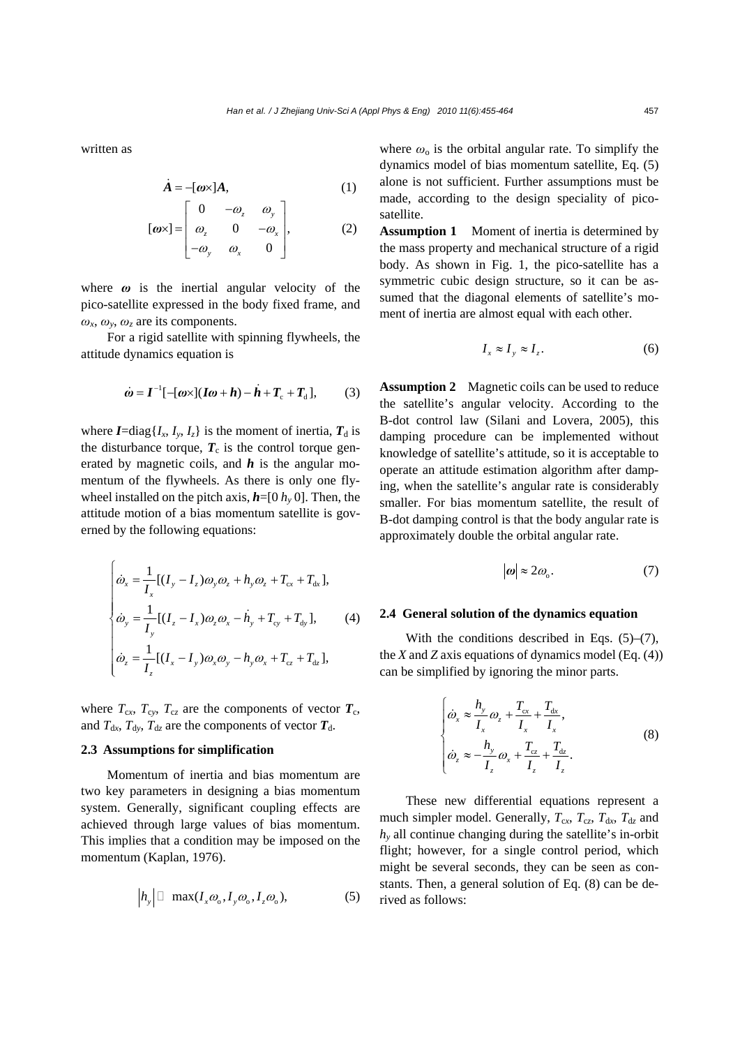written as

$$\dot{\boldsymbol{A}} = -[\boldsymbol{\omega}\times]\boldsymbol{A}, \tag{1}$$

$$[\boldsymbol{\omega}\times] = \begin{bmatrix} 0 & -\omega_z & \omega_y \\ \omega_z & 0 & -\omega_x \\ -\omega_y & \omega_x & 0 \end{bmatrix}, \tag{2}$$

where $\boldsymbol{\omega}$ is the inertial angular velocity of the pico-satellite expressed in the body fixed frame, and $\omega_x$, $\omega_y$, $\omega_z$ are its components.

For a rigid satellite with spinning flywheels, the attitude dynamics equation is

$$\dot{\boldsymbol{\omega}} = \boldsymbol{I}^{-1}[-[\boldsymbol{\omega}\times](\boldsymbol{I}\boldsymbol{\omega} + \boldsymbol{h}) - \dot{\boldsymbol{h}} + \boldsymbol{T}_\text{c} + \boldsymbol{T}_\text{d}], \tag{3}$$

where $\boldsymbol{I}$=diag$\{I_x, I_y, I_z\}$ is the moment of inertia, $\boldsymbol{T}_\text{d}$ is the disturbance torque, $\boldsymbol{T}_\text{c}$ is the control torque generated by magnetic coils, and $\boldsymbol{h}$ is the angular momentum of the flywheels. As there is only one flywheel installed on the pitch axis, $\boldsymbol{h}$=[0 $h_y$ 0]. Then, the attitude motion of a bias momentum satellite is governed by the following equations:

$$\begin{cases} \dot{\omega}_x = \dfrac{1}{I_x}[(I_y - I_z)\omega_y\omega_z + h_y\omega_z + T_{\text{c}x} + T_{\text{d}x}], \\ \dot{\omega}_y = \dfrac{1}{I_y}[(I_z - I_x)\omega_z\omega_x - \dot{h}_y + T_{\text{c}y} + T_{\text{d}y}], \\ \dot{\omega}_z = \dfrac{1}{I_z}[(I_x - I_y)\omega_x\omega_y - h_y\omega_x + T_{\text{c}z} + T_{\text{d}z}], \end{cases} \tag{4}$$

where $T_{\text{c}x}$, $T_{\text{c}y}$, $T_{\text{c}z}$ are the components of vector $\boldsymbol{T}_\text{c}$, and $T_{\text{d}x}$, $T_{\text{d}y}$, $T_{\text{d}z}$ are the components of vector $\boldsymbol{T}_\text{d}$.

### 2.3 Assumptions for simplification

Momentum of inertia and bias momentum are two key parameters in designing a bias momentum system. Generally, significant coupling effects are achieved through large values of bias momentum. This implies that a condition may be imposed on the momentum (Kaplan, 1976).

$$|h_y| \gg \max(I_x\omega_\text{o}, I_y\omega_\text{o}, I_z\omega_\text{o}), \tag{5}$$

where $\omega_\text{o}$ is the orbital angular rate. To simplify the dynamics model of bias momentum satellite, Eq. (5) alone is not sufficient. Further assumptions must be made, according to the design speciality of pico-satellite.

**Assumption 1** Moment of inertia is determined by the mass property and mechanical structure of a rigid body. As shown in Fig. 1, the pico-satellite has a symmetric cubic design structure, so it can be assumed that the diagonal elements of satellite's moment of inertia are almost equal with each other.

$$I_x \approx I_y \approx I_z. \tag{6}$$

**Assumption 2** Magnetic coils can be used to reduce the satellite's angular velocity. According to the B-dot control law (Silani and Lovera, 2005), this damping procedure can be implemented without knowledge of satellite's attitude, so it is acceptable to operate an attitude estimation algorithm after damping, when the satellite's angular rate is considerably smaller. For bias momentum satellite, the result of B-dot damping control is that the body angular rate is approximately double the orbital angular rate.

$$|\boldsymbol{\omega}| \approx 2\omega_\text{o}. \tag{7}$$

### 2.4 General solution of the dynamics equation

With the conditions described in Eqs. (5)–(7), the *X* and *Z* axis equations of dynamics model (Eq. (4)) can be simplified by ignoring the minor parts.

$$\begin{cases} \dot{\omega}_x \approx \dfrac{h_y}{I_x}\omega_z + \dfrac{T_{\text{c}x}}{I_x} + \dfrac{T_{\text{d}x}}{I_x}, \\ \dot{\omega}_z \approx -\dfrac{h_y}{I_z}\omega_x + \dfrac{T_{\text{c}z}}{I_z} + \dfrac{T_{\text{d}z}}{I_z}. \end{cases} \tag{8}$$

These new differential equations represent a much simpler model. Generally, $T_{\text{c}x}$, $T_{\text{c}z}$, $T_{\text{d}x}$, $T_{\text{d}z}$ and $h_y$ all continue changing during the satellite's in-orbit flight; however, for a single control period, which might be several seconds, they can be seen as constants. Then, a general solution of Eq. (8) can be derived as follows: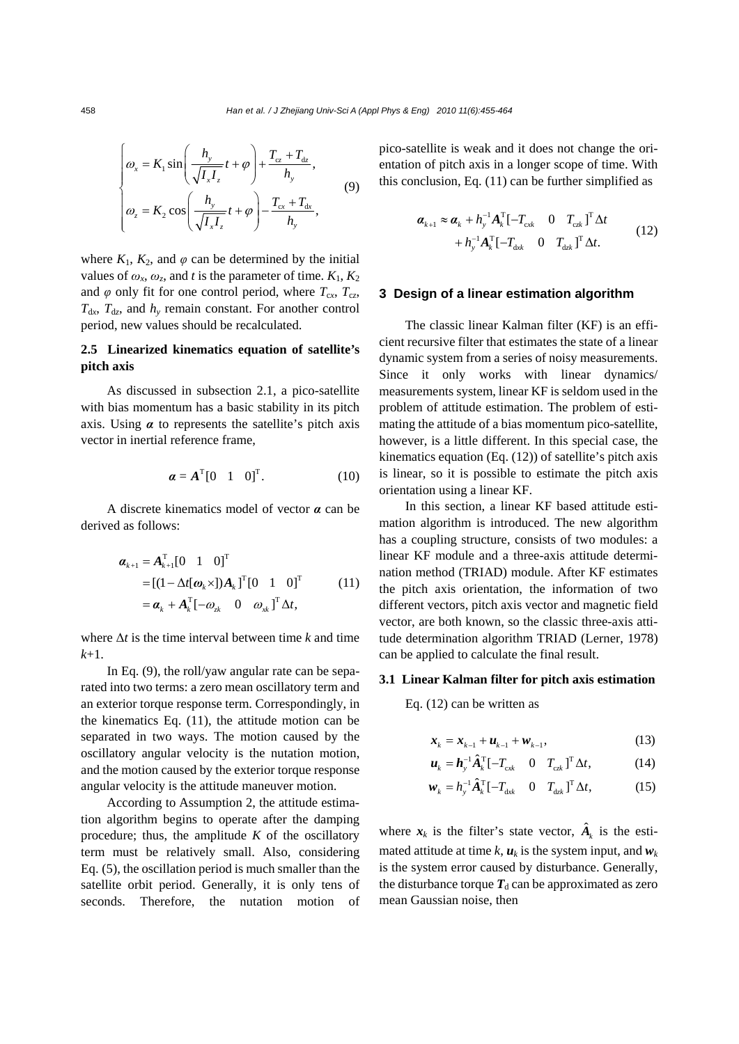$$
\begin{cases}
\omega_x = K_1 \sin\left(\dfrac{h_y}{\sqrt{I_x I_z}} t + \varphi\right) + \dfrac{T_{cz} + T_{dz}}{h_y}, \\[2ex]
\omega_z = K_2 \cos\left(\dfrac{h_y}{\sqrt{I_x I_z}} t + \varphi\right) - \dfrac{T_{cx} + T_{dx}}{h_y},
\end{cases} \tag{9}
$$

where $K_1$, $K_2$, and $\varphi$ can be determined by the initial values of $\omega_x$, $\omega_z$, and $t$ is the parameter of time. $K_1$, $K_2$ and $\varphi$ only fit for one control period, where $T_{cx}$, $T_{cz}$, $T_{dx}$, $T_{dz}$, and $h_y$ remain constant. For another control period, new values should be recalculated.

### 2.5 Linearized kinematics equation of satellite's pitch axis

As discussed in subsection 2.1, a pico-satellite with bias momentum has a basic stability in its pitch axis. Using $\boldsymbol{\alpha}$ to represents the satellite's pitch axis vector in inertial reference frame,

$$
\boldsymbol{\alpha} = \boldsymbol{A}^{\mathrm{T}}[0 \quad 1 \quad 0]^{\mathrm{T}}. \tag{10}
$$

A discrete kinematics model of vector $\boldsymbol{\alpha}$ can be derived as follows:

$$
\begin{aligned}
\boldsymbol{\alpha}_{k+1} &= \boldsymbol{A}_{k+1}^{\mathrm{T}}[0 \quad 1 \quad 0]^{\mathrm{T}} \\
&= [(1 - \Delta t[\boldsymbol{\omega}_k \times])\boldsymbol{A}_k]^{\mathrm{T}}[0 \quad 1 \quad 0]^{\mathrm{T}} \\
&= \boldsymbol{\alpha}_k + \boldsymbol{A}_k^{\mathrm{T}}[-\omega_{zk} \quad 0 \quad \omega_{xk}]^{\mathrm{T}} \Delta t,
\end{aligned} \tag{11}
$$

where $\Delta t$ is the time interval between time $k$ and time $k$+1.

In Eq. (9), the roll/yaw angular rate can be separated into two terms: a zero mean oscillatory term and an exterior torque response term. Correspondingly, in the kinematics Eq. (11), the attitude motion can be separated in two ways. The motion caused by the oscillatory angular velocity is the nutation motion, and the motion caused by the exterior torque response angular velocity is the attitude maneuver motion.

According to Assumption 2, the attitude estimation algorithm begins to operate after the damping procedure; thus, the amplitude $K$ of the oscillatory term must be relatively small. Also, considering Eq. (5), the oscillation period is much smaller than the satellite orbit period. Generally, it is only tens of seconds. Therefore, the nutation motion of pico-satellite is weak and it does not change the orientation of pitch axis in a longer scope of time. With this conclusion, Eq. (11) can be further simplified as

$$
\begin{aligned}
\boldsymbol{\alpha}_{k+1} \approx \boldsymbol{\alpha}_k &+ h_y^{-1}\boldsymbol{A}_k^{\mathrm{T}}[-T_{cxk} \quad 0 \quad T_{czk}]^{\mathrm{T}} \Delta t \\
&+ h_y^{-1}\boldsymbol{A}_k^{\mathrm{T}}[-T_{dxk} \quad 0 \quad T_{dzk}]^{\mathrm{T}} \Delta t.
\end{aligned} \tag{12}
$$

## 3 Design of a linear estimation algorithm

The classic linear Kalman filter (KF) is an efficient recursive filter that estimates the state of a linear dynamic system from a series of noisy measurements. Since it only works with linear dynamics/measurements system, linear KF is seldom used in the problem of attitude estimation. The problem of estimating the attitude of a bias momentum pico-satellite, however, is a little different. In this special case, the kinematics equation (Eq. (12)) of satellite's pitch axis is linear, so it is possible to estimate the pitch axis orientation using a linear KF.

In this section, a linear KF based attitude estimation algorithm is introduced. The new algorithm has a coupling structure, consists of two modules: a linear KF module and a three-axis attitude determination method (TRIAD) module. After KF estimates the pitch axis orientation, the information of two different vectors, pitch axis vector and magnetic field vector, are both known, so the classic three-axis attitude determination algorithm TRIAD (Lerner, 1978) can be applied to calculate the final result.

### 3.1 Linear Kalman filter for pitch axis estimation

Eq. (12) can be written as

$$
\boldsymbol{x}_k = \boldsymbol{x}_{k-1} + \boldsymbol{u}_{k-1} + \boldsymbol{w}_{k-1}, \tag{13}
$$

$$
\boldsymbol{u}_k = \boldsymbol{h}_y^{-1}\hat{\boldsymbol{A}}_k^{\mathrm{T}}[-T_{cxk} \quad 0 \quad T_{czk}]^{\mathrm{T}} \Delta t, \tag{14}
$$

$$
\boldsymbol{w}_k = h_y^{-1}\hat{\boldsymbol{A}}_k^{\mathrm{T}}[-T_{dxk} \quad 0 \quad T_{dzk}]^{\mathrm{T}} \Delta t, \tag{15}
$$

where $\boldsymbol{x}_k$ is the filter's state vector, $\hat{\boldsymbol{A}}_k$ is the estimated attitude at time $k$, $\boldsymbol{u}_k$ is the system input, and $\boldsymbol{w}_k$ is the system error caused by disturbance. Generally, the disturbance torque $\boldsymbol{T}_{\mathrm{d}}$ can be approximated as zero mean Gaussian noise, then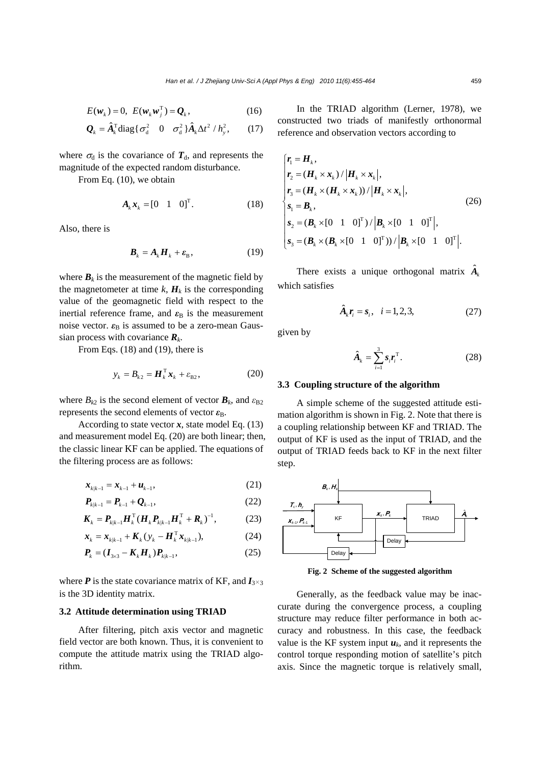$$E(\boldsymbol{w}_k)=0,\ \ E(\boldsymbol{w}_k\boldsymbol{w}_j^{\mathrm{T}})=\boldsymbol{Q}_k, \tag{16}$$

$$\boldsymbol{Q}_k=\hat{\boldsymbol{A}}_k^{\mathrm{T}}\mathrm{diag}\{\sigma_{\mathrm{d}}^2\quad 0\quad \sigma_{\mathrm{d}}^2\}\hat{\boldsymbol{A}}_k\Delta t^2/h_y^2, \tag{17}$$

where $\sigma_{\mathrm{d}}$ is the covariance of $\boldsymbol{T}_{\mathrm{d}}$, and represents the magnitude of the expected random disturbance.

From Eq. (10), we obtain

$$\boldsymbol{A}_k\boldsymbol{x}_k=[0\quad 1\quad 0]^{\mathrm{T}}. \tag{18}$$

Also, there is

$$\boldsymbol{B}_k=\boldsymbol{A}_k\boldsymbol{H}_k+\boldsymbol{\varepsilon}_{\mathrm{B}}, \tag{19}$$

where $\boldsymbol{B}_k$ is the measurement of the magnetic field by the magnetometer at time $k$, $\boldsymbol{H}_k$ is the corresponding value of the geomagnetic field with respect to the inertial reference frame, and $\boldsymbol{\varepsilon}_{\mathrm{B}}$ is the measurement noise vector. $\boldsymbol{\varepsilon}_{\mathrm{B}}$ is assumed to be a zero-mean Gaussian process with covariance $\boldsymbol{R}_k$.

From Eqs. (18) and (19), there is

$$y_k=B_{k2}=\boldsymbol{H}_k^{\mathrm{T}}\boldsymbol{x}_k+\varepsilon_{\mathrm{B2}}, \tag{20}$$

where $B_{k2}$ is the second element of vector $\boldsymbol{B}_k$, and $\varepsilon_{\mathrm{B2}}$ represents the second elements of vector $\boldsymbol{\varepsilon}_{\mathrm{B}}$.

According to state vector $\boldsymbol{x}$, state model Eq. (13) and measurement model Eq. (20) are both linear; then, the classic linear KF can be applied. The equations of the filtering process are as follows:

$$\boldsymbol{x}_{k|k-1}=\boldsymbol{x}_{k-1}+\boldsymbol{u}_{k-1}, \tag{21}$$

$$\boldsymbol{P}_{k|k-1}=\boldsymbol{P}_{k-1}+\boldsymbol{Q}_{k-1}, \tag{22}$$

$$\boldsymbol{K}_k=\boldsymbol{P}_{k|k-1}\boldsymbol{H}_k^{\mathrm{T}}(\boldsymbol{H}_k\boldsymbol{P}_{k|k-1}\boldsymbol{H}_k^{\mathrm{T}}+\boldsymbol{R}_k)^{-1}, \tag{23}$$

$$\boldsymbol{x}_k=\boldsymbol{x}_{k|k-1}+\boldsymbol{K}_k(y_k-\boldsymbol{H}_k^{\mathrm{T}}\boldsymbol{x}_{k|k-1}), \tag{24}$$

$$\boldsymbol{P}_k=(\boldsymbol{I}_{3\times 3}-\boldsymbol{K}_k\boldsymbol{H}_k)\boldsymbol{P}_{k|k-1}, \tag{25}$$

where $\boldsymbol{P}$ is the state covariance matrix of KF, and $\boldsymbol{I}_{3\times 3}$ is the 3D identity matrix.

### 3.2 Attitude determination using TRIAD

After filtering, pitch axis vector and magnetic field vector are both known. Thus, it is convenient to compute the attitude matrix using the TRIAD algorithm.

In the TRIAD algorithm (Lerner, 1978), we constructed two triads of manifestly orthonormal reference and observation vectors according to

$$\begin{cases}\boldsymbol{r}_1=\boldsymbol{H}_k,\\ \boldsymbol{r}_2=(\boldsymbol{H}_k\times\boldsymbol{x}_k)/\left|\boldsymbol{H}_k\times\boldsymbol{x}_k\right|,\\ \boldsymbol{r}_3=(\boldsymbol{H}_k\times(\boldsymbol{H}_k\times\boldsymbol{x}_k))/\left|\boldsymbol{H}_k\times\boldsymbol{x}_k\right|,\\ \boldsymbol{s}_1=\boldsymbol{B}_k,\\ \boldsymbol{s}_2=(\boldsymbol{B}_k\times[0\quad 1\quad 0]^{\mathrm{T}})/\left|\boldsymbol{B}_k\times[0\quad 1\quad 0]^{\mathrm{T}}\right|,\\ \boldsymbol{s}_3=(\boldsymbol{B}_k\times(\boldsymbol{B}_k\times[0\quad 1\quad 0]^{\mathrm{T}}))/\left|\boldsymbol{B}_k\times[0\quad 1\quad 0]^{\mathrm{T}}\right|.\end{cases} \tag{26}$$

There exists a unique orthogonal matrix $\hat{\boldsymbol{A}}_k$ which satisfies

$$\hat{\boldsymbol{A}}_k\boldsymbol{r}_i=\boldsymbol{s}_i,\quad i=1,2,3, \tag{27}$$

given by

$$\hat{\boldsymbol{A}}_k=\sum_{i=1}^{3}\boldsymbol{s}_i\boldsymbol{r}_i^{\mathrm{T}}. \tag{28}$$

### 3.3 Coupling structure of the algorithm

A simple scheme of the suggested attitude estimation algorithm is shown in Fig. 2. Note that there is a coupling relationship between KF and TRIAD. The output of KF is used as the input of TRIAD, and the output of TRIAD feeds back to KF in the next filter step.

**Fig. 2 Scheme of the suggested algorithm**

Generally, as the feedback value may be inaccurate during the convergence process, a coupling structure may reduce filter performance in both accuracy and robustness. In this case, the feedback value is the KF system input $\boldsymbol{u}_k$, and it represents the control torque responding motion of satellite's pitch axis. Since the magnetic torque is relatively small,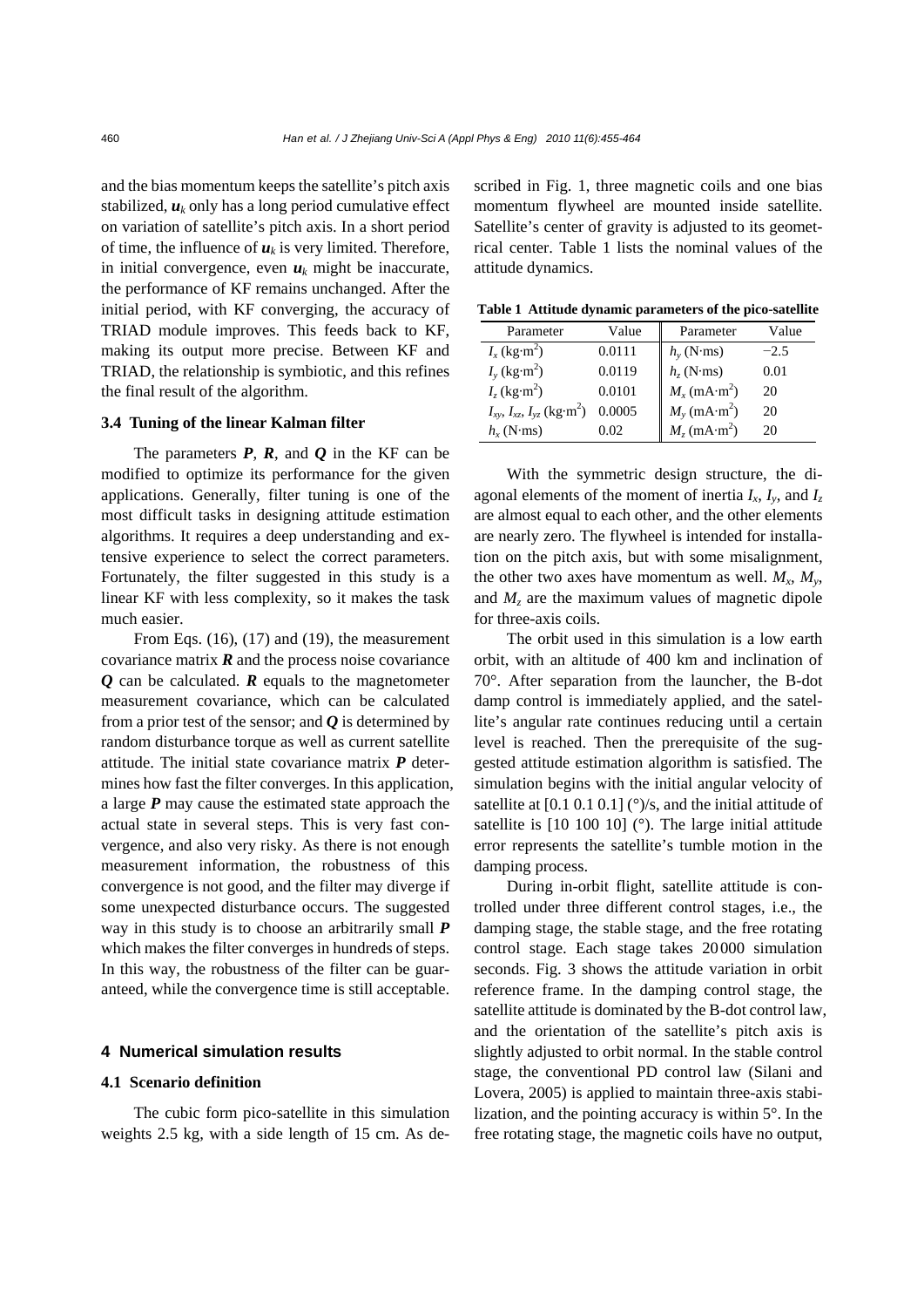and the bias momentum keeps the satellite's pitch axis stabilized, $\boldsymbol{u}_k$ only has a long period cumulative effect on variation of satellite's pitch axis. In a short period of time, the influence of $\boldsymbol{u}_k$ is very limited. Therefore, in initial convergence, even $\boldsymbol{u}_k$ might be inaccurate, the performance of KF remains unchanged. After the initial period, with KF converging, the accuracy of TRIAD module improves. This feeds back to KF, making its output more precise. Between KF and TRIAD, the relationship is symbiotic, and this refines the final result of the algorithm.

### 3.4 Tuning of the linear Kalman filter

The parameters $\boldsymbol{P}$, $\boldsymbol{R}$, and $\boldsymbol{Q}$ in the KF can be modified to optimize its performance for the given applications. Generally, filter tuning is one of the most difficult tasks in designing attitude estimation algorithms. It requires a deep understanding and extensive experience to select the correct parameters. Fortunately, the filter suggested in this study is a linear KF with less complexity, so it makes the task much easier.

From Eqs. (16), (17) and (19), the measurement covariance matrix $\boldsymbol{R}$ and the process noise covariance $\boldsymbol{Q}$ can be calculated. $\boldsymbol{R}$ equals to the magnetometer measurement covariance, which can be calculated from a prior test of the sensor; and $\boldsymbol{Q}$ is determined by random disturbance torque as well as current satellite attitude. The initial state covariance matrix $\boldsymbol{P}$ determines how fast the filter converges. In this application, a large $\boldsymbol{P}$ may cause the estimated state approach the actual state in several steps. This is very fast convergence, and also very risky. As there is not enough measurement information, the robustness of this convergence is not good, and the filter may diverge if some unexpected disturbance occurs. The suggested way in this study is to choose an arbitrarily small $\boldsymbol{P}$ which makes the filter converges in hundreds of steps. In this way, the robustness of the filter can be guaranteed, while the convergence time is still acceptable.

## 4 Numerical simulation results

### 4.1 Scenario definition

The cubic form pico-satellite in this simulation weights 2.5 kg, with a side length of 15 cm. As described in Fig. 1, three magnetic coils and one bias momentum flywheel are mounted inside satellite. Satellite's center of gravity is adjusted to its geometrical center. Table 1 lists the nominal values of the attitude dynamics.

**Table 1 Attitude dynamic parameters of the pico-satellite**

| Parameter | Value | Parameter | Value |
|---|---|---|---|
| $I_x$ (kg·m$^2$) | 0.0111 | $h_y$ (N·ms) | −2.5 |
| $I_y$ (kg·m$^2$) | 0.0119 | $h_z$ (N·ms) | 0.01 |
| $I_z$ (kg·m$^2$) | 0.0101 | $M_x$ (mA·m$^2$) | 20 |
| $I_{xy}$, $I_{xz}$, $I_{yz}$ (kg·m$^2$) | 0.0005 | $M_y$ (mA·m$^2$) | 20 |
| $h_x$ (N·ms) | 0.02 | $M_z$ (mA·m$^2$) | 20 |

With the symmetric design structure, the diagonal elements of the moment of inertia $I_x$, $I_y$, and $I_z$ are almost equal to each other, and the other elements are nearly zero. The flywheel is intended for installation on the pitch axis, but with some misalignment, the other two axes have momentum as well. $M_x$, $M_y$, and $M_z$ are the maximum values of magnetic dipole for three-axis coils.

The orbit used in this simulation is a low earth orbit, with an altitude of 400 km and inclination of 70°. After separation from the launcher, the B-dot damp control is immediately applied, and the satellite's angular rate continues reducing until a certain level is reached. Then the prerequisite of the suggested attitude estimation algorithm is satisfied. The simulation begins with the initial angular velocity of satellite at [0.1 0.1 0.1] (°)/s, and the initial attitude of satellite is [10 100 10] (°). The large initial attitude error represents the satellite's tumble motion in the damping process.

During in-orbit flight, satellite attitude is controlled under three different control stages, i.e., the damping stage, the stable stage, and the free rotating control stage. Each stage takes 20000 simulation seconds. Fig. 3 shows the attitude variation in orbit reference frame. In the damping control stage, the satellite attitude is dominated by the B-dot control law, and the orientation of the satellite's pitch axis is slightly adjusted to orbit normal. In the stable control stage, the conventional PD control law (Silani and Lovera, 2005) is applied to maintain three-axis stabilization, and the pointing accuracy is within 5°. In the free rotating stage, the magnetic coils have no output,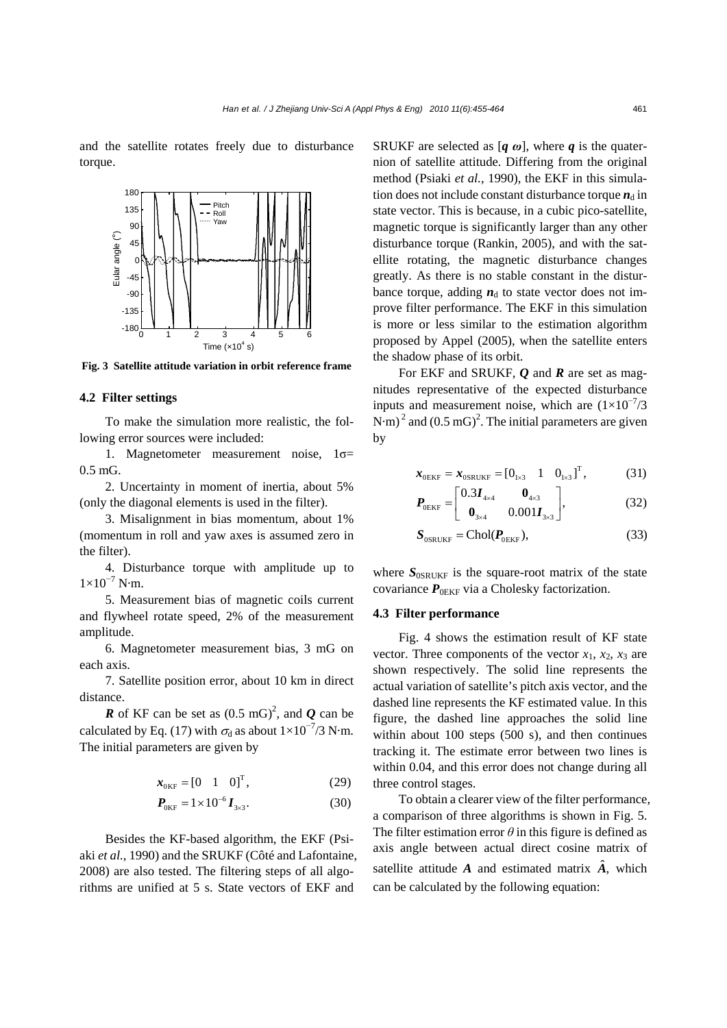and the satellite rotates freely due to disturbance torque.

Fig. 3 Satellite attitude variation in orbit reference frame

### 4.2 Filter settings

To make the simulation more realistic, the following error sources were included:

1. Magnetometer measurement noise, 1σ= 0.5 mG.

2. Uncertainty in moment of inertia, about 5% (only the diagonal elements is used in the filter).

3. Misalignment in bias momentum, about 1% (momentum in roll and yaw axes is assumed zero in the filter).

4. Disturbance torque with amplitude up to $1\times10^{-7}$ N·m.

5. Measurement bias of magnetic coils current and flywheel rotate speed, 2% of the measurement amplitude.

6. Magnetometer measurement bias, 3 mG on each axis.

7. Satellite position error, about 10 km in direct distance.

$\boldsymbol{R}$ of KF can be set as $(0.5\text{ mG})^2$, and $\boldsymbol{Q}$ can be calculated by Eq. (17) with $\sigma_{\rm d}$ as about $1\times10^{-7}/3$ N·m. The initial parameters are given by

$$\boldsymbol{x}_{0\rm KF} = [0 \quad 1 \quad 0]^{\rm T}, \tag{29}$$

$$\boldsymbol{P}_{0\rm KF} = 1\times10^{-6}\boldsymbol{I}_{3\times3}. \tag{30}$$

Besides the KF-based algorithm, the EKF (Psiaki *et al.*, 1990) and the SRUKF (Côté and Lafontaine, 2008) are also tested. The filtering steps of all algorithms are unified at 5 s. State vectors of EKF and SRUKF are selected as $[\boldsymbol{q}\ \boldsymbol{\omega}]$, where $\boldsymbol{q}$ is the quaternion of satellite attitude. Differing from the original method (Psiaki *et al.*, 1990), the EKF in this simulation does not include constant disturbance torque $\boldsymbol{n}_{\rm d}$ in state vector. This is because, in a cubic pico-satellite, magnetic torque is significantly larger than any other disturbance torque (Rankin, 2005), and with the satellite rotating, the magnetic disturbance changes greatly. As there is no stable constant in the disturbance torque, adding $\boldsymbol{n}_{\rm d}$ to state vector does not improve filter performance. The EKF in this simulation is more or less similar to the estimation algorithm proposed by Appel (2005), when the satellite enters the shadow phase of its orbit.

For EKF and SRUKF, $\boldsymbol{Q}$ and $\boldsymbol{R}$ are set as magnitudes representative of the expected disturbance inputs and measurement noise, which are $(1\times10^{-7}/3\ \text{N·m})^2$ and $(0.5\text{ mG})^2$. The initial parameters are given by

$$\boldsymbol{x}_{0\rm EKF} = \boldsymbol{x}_{0\rm SRUKF} = [0_{1\times3} \quad 1 \quad 0_{1\times3}]^{\rm T}, \tag{31}$$

$$\boldsymbol{P}_{0\rm EKF} = \begin{bmatrix} 0.3\boldsymbol{I}_{4\times4} & \boldsymbol{0}_{4\times3} \\ \boldsymbol{0}_{3\times4} & 0.001\boldsymbol{I}_{3\times3} \end{bmatrix}, \tag{32}$$

$$\boldsymbol{S}_{0\rm SRUKF} = \text{Chol}(\boldsymbol{P}_{0\rm EKF}), \tag{33}$$

where $\boldsymbol{S}_{0\rm SRUKF}$ is the square-root matrix of the state covariance $\boldsymbol{P}_{0\rm EKF}$ via a Cholesky factorization.

### 4.3 Filter performance

Fig. 4 shows the estimation result of KF state vector. Three components of the vector $x_1$, $x_2$, $x_3$ are shown respectively. The solid line represents the actual variation of satellite's pitch axis vector, and the dashed line represents the KF estimated value. In this figure, the dashed line approaches the solid line within about 100 steps (500 s), and then continues tracking it. The estimate error between two lines is within 0.04, and this error does not change during all three control stages.

To obtain a clearer view of the filter performance, a comparison of three algorithms is shown in Fig. 5. The filter estimation error $\theta$ in this figure is defined as axis angle between actual direct cosine matrix of satellite attitude $\boldsymbol{A}$ and estimated matrix $\hat{\boldsymbol{A}}$, which can be calculated by the following equation: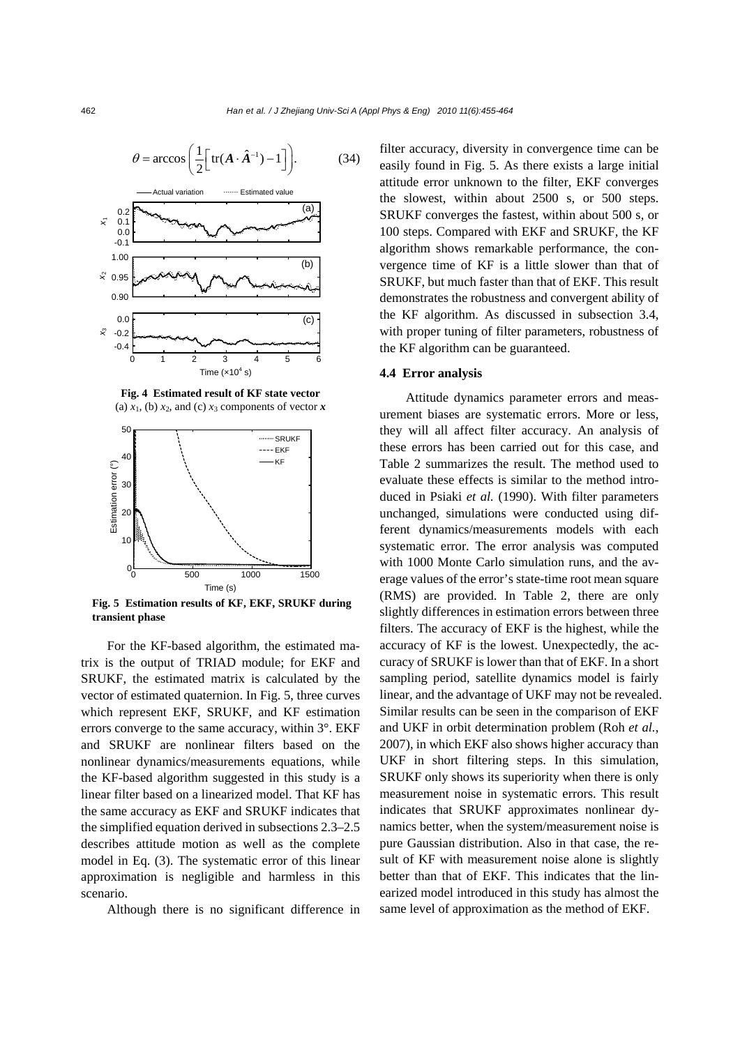$$\theta = \arccos\left(\frac{1}{2}\left[\operatorname{tr}(\boldsymbol{A}\cdot\hat{\boldsymbol{A}}^{-1})-1\right]\right). \tag{34}$$

**Fig. 4 Estimated result of KF state vector**
(a) $x_1$, (b) $x_2$, and (c) $x_3$ components of vector $\boldsymbol{x}$

**Fig. 5 Estimation results of KF, EKF, SRUKF during transient phase**

For the KF-based algorithm, the estimated matrix is the output of TRIAD module; for EKF and SRUKF, the estimated matrix is calculated by the vector of estimated quaternion. In Fig. 5, three curves which represent EKF, SRUKF, and KF estimation errors converge to the same accuracy, within 3°. EKF and SRUKF are nonlinear filters based on the nonlinear dynamics/measurements equations, while the KF-based algorithm suggested in this study is a linear filter based on a linearized model. That KF has the same accuracy as EKF and SRUKF indicates that the simplified equation derived in subsections 2.3–2.5 describes attitude motion as well as the complete model in Eq. (3). The systematic error of this linear approximation is negligible and harmless in this scenario.

Although there is no significant difference in filter accuracy, diversity in convergence time can be easily found in Fig. 5. As there exists a large initial attitude error unknown to the filter, EKF converges the slowest, within about 2500 s, or 500 steps. SRUKF converges the fastest, within about 500 s, or 100 steps. Compared with EKF and SRUKF, the KF algorithm shows remarkable performance, the convergence time of KF is a little slower than that of SRUKF, but much faster than that of EKF. This result demonstrates the robustness and convergent ability of the KF algorithm. As discussed in subsection 3.4, with proper tuning of filter parameters, robustness of the KF algorithm can be guaranteed.

### 4.4 Error analysis

Attitude dynamics parameter errors and measurement biases are systematic errors. More or less, they will all affect filter accuracy. An analysis of these errors has been carried out for this case, and Table 2 summarizes the result. The method used to evaluate these effects is similar to the method introduced in Psiaki *et al.* (1990). With filter parameters unchanged, simulations were conducted using different dynamics/measurements models with each systematic error. The error analysis was computed with 1000 Monte Carlo simulation runs, and the average values of the error's state-time root mean square (RMS) are provided. In Table 2, there are only slightly differences in estimation errors between three filters. The accuracy of EKF is the highest, while the accuracy of KF is the lowest. Unexpectedly, the accuracy of SRUKF is lower than that of EKF. In a short sampling period, satellite dynamics model is fairly linear, and the advantage of UKF may not be revealed. Similar results can be seen in the comparison of EKF and UKF in orbit determination problem (Roh *et al.*, 2007), in which EKF also shows higher accuracy than UKF in short filtering steps. In this simulation, SRUKF only shows its superiority when there is only measurement noise in systematic errors. This result indicates that SRUKF approximates nonlinear dynamics better, when the system/measurement noise is pure Gaussian distribution. Also in that case, the result of KF with measurement noise alone is slightly better than that of EKF. This indicates that the linearized model introduced in this study has almost the same level of approximation as the method of EKF.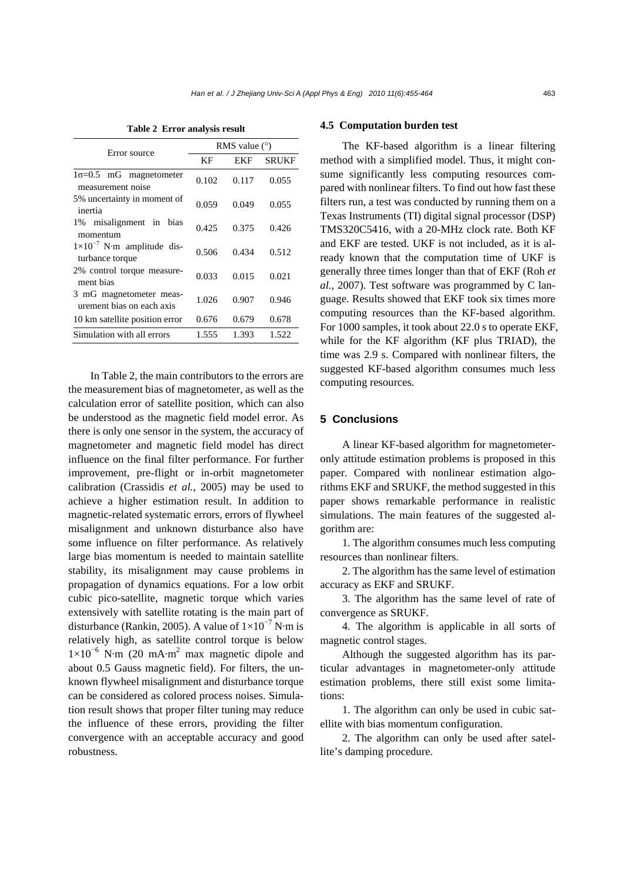**Table 2 Error analysis result**

| Error source | RMS value (°) | | |
|---|---|---|---|
| | KF | EKF | SRUKF |
| $1\sigma$=0.5 mG magnetometer measurement noise | 0.102 | 0.117 | 0.055 |
| 5% uncertainty in moment of inertia | 0.059 | 0.049 | 0.055 |
| 1% misalignment in bias momentum | 0.425 | 0.375 | 0.426 |
| $1\times10^{-7}$ N·m amplitude disturbance torque | 0.506 | 0.434 | 0.512 |
| 2% control torque measurement bias | 0.033 | 0.015 | 0.021 |
| 3 mG magnetometer measurement bias on each axis | 1.026 | 0.907 | 0.946 |
| 10 km satellite position error | 0.676 | 0.679 | 0.678 |
| Simulation with all errors | 1.555 | 1.393 | 1.522 |

In Table 2, the main contributors to the errors are the measurement bias of magnetometer, as well as the calculation error of satellite position, which can also be understood as the magnetic field model error. As there is only one sensor in the system, the accuracy of magnetometer and magnetic field model has direct influence on the final filter performance. For further improvement, pre-flight or in-orbit magnetometer calibration (Crassidis *et al.*, 2005) may be used to achieve a higher estimation result. In addition to magnetic-related systematic errors, errors of flywheel misalignment and unknown disturbance also have some influence on filter performance. As relatively large bias momentum is needed to maintain satellite stability, its misalignment may cause problems in propagation of dynamics equations. For a low orbit cubic pico-satellite, magnetic torque which varies extensively with satellite rotating is the main part of disturbance (Rankin, 2005). A value of $1\times10^{-7}$ N·m is relatively high, as satellite control torque is below $1\times10^{-6}$ N·m (20 mA·m$^2$ max magnetic dipole and about 0.5 Gauss magnetic field). For filters, the unknown flywheel misalignment and disturbance torque can be considered as colored process noises. Simulation result shows that proper filter tuning may reduce the influence of these errors, providing the filter convergence with an acceptable accuracy and good robustness.

### 4.5 Computation burden test

The KF-based algorithm is a linear filtering method with a simplified model. Thus, it might consume significantly less computing resources compared with nonlinear filters. To find out how fast these filters run, a test was conducted by running them on a Texas Instruments (TI) digital signal processor (DSP) TMS320C5416, with a 20-MHz clock rate. Both KF and EKF are tested. UKF is not included, as it is already known that the computation time of UKF is generally three times longer than that of EKF (Roh *et al.*, 2007). Test software was programmed by C language. Results showed that EKF took six times more computing resources than the KF-based algorithm. For 1000 samples, it took about 22.0 s to operate EKF, while for the KF algorithm (KF plus TRIAD), the time was 2.9 s. Compared with nonlinear filters, the suggested KF-based algorithm consumes much less computing resources.

## 5 Conclusions

A linear KF-based algorithm for magnetometer-only attitude estimation problems is proposed in this paper. Compared with nonlinear estimation algorithms EKF and SRUKF, the method suggested in this paper shows remarkable performance in realistic simulations. The main features of the suggested algorithm are:

1. The algorithm consumes much less computing resources than nonlinear filters.

2. The algorithm has the same level of estimation accuracy as EKF and SRUKF.

3. The algorithm has the same level of rate of convergence as SRUKF.

4. The algorithm is applicable in all sorts of magnetic control stages.

Although the suggested algorithm has its particular advantages in magnetometer-only attitude estimation problems, there still exist some limitations:

1. The algorithm can only be used in cubic satellite with bias momentum configuration.

2. The algorithm can only be used after satellite's damping procedure.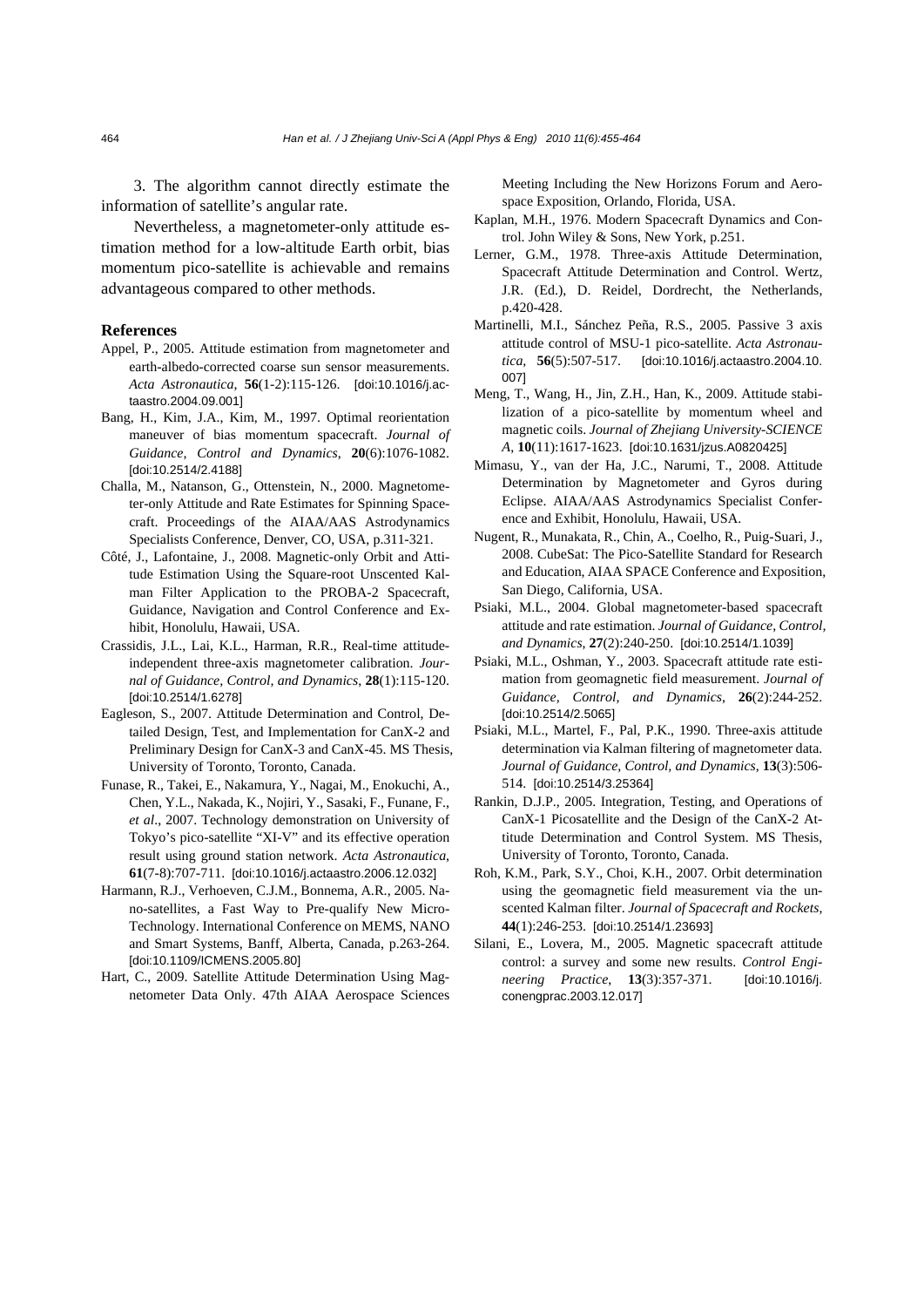3. The algorithm cannot directly estimate the information of satellite's angular rate.

Nevertheless, a magnetometer-only attitude estimation method for a low-altitude Earth orbit, bias momentum pico-satellite is achievable and remains advantageous compared to other methods.

## References

Appel, P., 2005. Attitude estimation from magnetometer and earth-albedo-corrected coarse sun sensor measurements. *Acta Astronautica*, **56**(1-2):115-126. [doi:10.1016/j.actaastro.2004.09.001]

Bang, H., Kim, J.A., Kim, M., 1997. Optimal reorientation maneuver of bias momentum spacecraft. *Journal of Guidance, Control and Dynamics*, **20**(6):1076-1082. [doi:10.2514/2.4188]

Challa, M., Natanson, G., Ottenstein, N., 2000. Magnetometer-only Attitude and Rate Estimates for Spinning Spacecraft. Proceedings of the AIAA/AAS Astrodynamics Specialists Conference, Denver, CO, USA, p.311-321.

Côté, J., Lafontaine, J., 2008. Magnetic-only Orbit and Attitude Estimation Using the Square-root Unscented Kalman Filter Application to the PROBA-2 Spacecraft, Guidance, Navigation and Control Conference and Exhibit, Honolulu, Hawaii, USA.

Crassidis, J.L., Lai, K.L., Harman, R.R., Real-time attitude-independent three-axis magnetometer calibration. *Journal of Guidance, Control, and Dynamics*, **28**(1):115-120. [doi:10.2514/1.6278]

Eagleson, S., 2007. Attitude Determination and Control, Detailed Design, Test, and Implementation for CanX-2 and Preliminary Design for CanX-3 and CanX-45. MS Thesis, University of Toronto, Toronto, Canada.

Funase, R., Takei, E., Nakamura, Y., Nagai, M., Enokuchi, A., Chen, Y.L., Nakada, K., Nojiri, Y., Sasaki, F., Funane, F., *et al*., 2007. Technology demonstration on University of Tokyo's pico-satellite "XI-V" and its effective operation result using ground station network. *Acta Astronautica*, **61**(7-8):707-711. [doi:10.1016/j.actaastro.2006.12.032]

Harmann, R.J., Verhoeven, C.J.M., Bonnema, A.R., 2005. Nano-satellites, a Fast Way to Pre-qualify New Micro-Technology. International Conference on MEMS, NANO and Smart Systems, Banff, Alberta, Canada, p.263-264. [doi:10.1109/ICMENS.2005.80]

Hart, C., 2009. Satellite Attitude Determination Using Magnetometer Data Only. 47th AIAA Aerospace Sciences Meeting Including the New Horizons Forum and Aerospace Exposition, Orlando, Florida, USA.

Kaplan, M.H., 1976. Modern Spacecraft Dynamics and Control. John Wiley & Sons, New York, p.251.

Lerner, G.M., 1978. Three-axis Attitude Determination, Spacecraft Attitude Determination and Control. Wertz, J.R. (Ed.), D. Reidel, Dordrecht, the Netherlands, p.420-428.

Martinelli, M.I., Sánchez Peña, R.S., 2005. Passive 3 axis attitude control of MSU-1 pico-satellite. *Acta Astronautica*, **56**(5):507-517. [doi:10.1016/j.actaastro.2004.10.007]

Meng, T., Wang, H., Jin, Z.H., Han, K., 2009. Attitude stabilization of a pico-satellite by momentum wheel and magnetic coils. *Journal of Zhejiang University-SCIENCE A*, **10**(11):1617-1623. [doi:10.1631/jzus.A0820425]

Mimasu, Y., van der Ha, J.C., Narumi, T., 2008. Attitude Determination by Magnetometer and Gyros during Eclipse. AIAA/AAS Astrodynamics Specialist Conference and Exhibit, Honolulu, Hawaii, USA.

Nugent, R., Munakata, R., Chin, A., Coelho, R., Puig-Suari, J., 2008. CubeSat: The Pico-Satellite Standard for Research and Education, AIAA SPACE Conference and Exposition, San Diego, California, USA.

Psiaki, M.L., 2004. Global magnetometer-based spacecraft attitude and rate estimation. *Journal of Guidance, Control, and Dynamics*, **27**(2):240-250. [doi:10.2514/1.1039]

Psiaki, M.L., Oshman, Y., 2003. Spacecraft attitude rate estimation from geomagnetic field measurement. *Journal of Guidance, Control, and Dynamics*, **26**(2):244-252. [doi:10.2514/2.5065]

Psiaki, M.L., Martel, F., Pal, P.K., 1990. Three-axis attitude determination via Kalman filtering of magnetometer data. *Journal of Guidance, Control, and Dynamics*, **13**(3):506-514. [doi:10.2514/3.25364]

Rankin, D.J.P., 2005. Integration, Testing, and Operations of CanX-1 Picosatellite and the Design of the CanX-2 Attitude Determination and Control System. MS Thesis, University of Toronto, Toronto, Canada.

Roh, K.M., Park, S.Y., Choi, K.H., 2007. Orbit determination using the geomagnetic field measurement via the unscented Kalman filter. *Journal of Spacecraft and Rockets*, **44**(1):246-253. [doi:10.2514/1.23693]

Silani, E., Lovera, M., 2005. Magnetic spacecraft attitude control: a survey and some new results. *Control Engineering Practice*, **13**(3):357-371. [doi:10.1016/j.conengprac.2003.12.017]